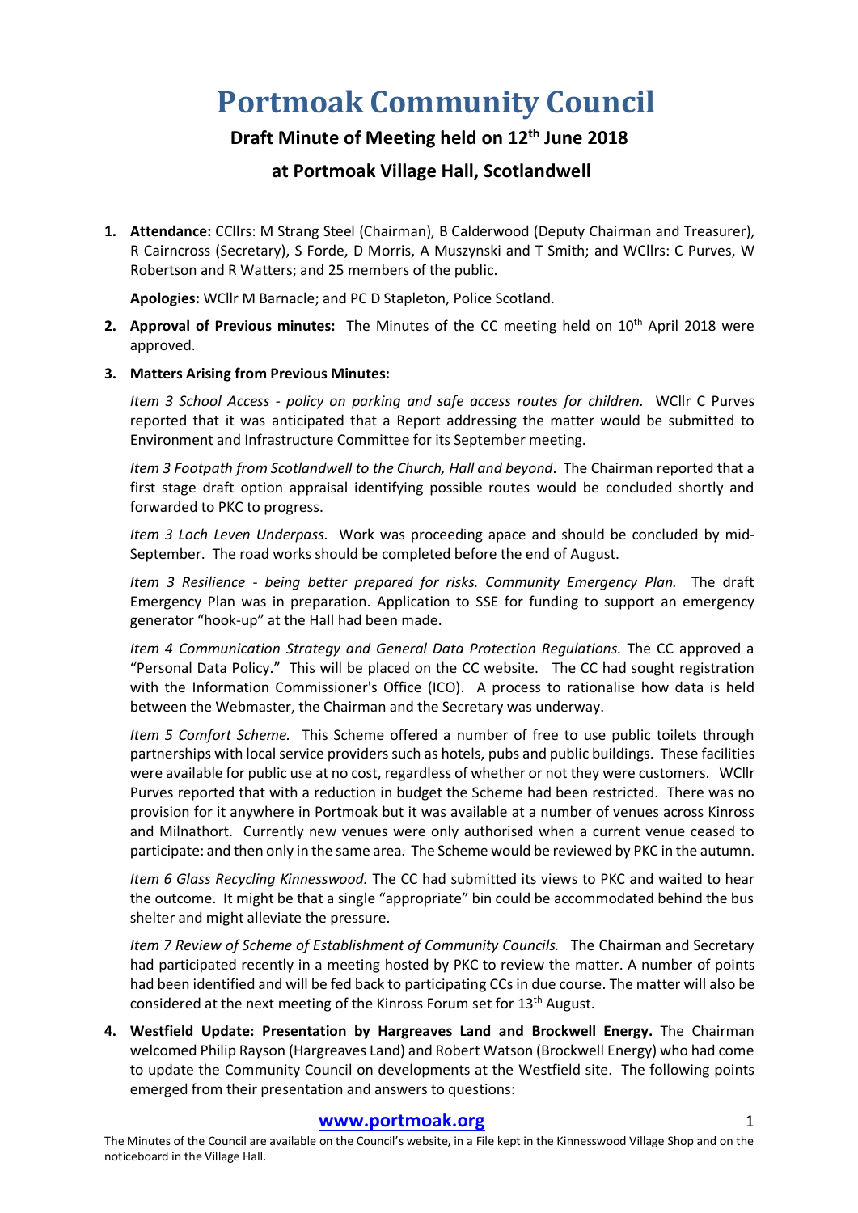# Portmoak Community Council

## Draft Minute of Meeting held on 12th June 2018

## at Portmoak Village Hall, Scotlandwell

1. **Attendance:** CCllrs: M Strang Steel (Chairman), B Calderwood (Deputy Chairman and Treasurer), R Cairncross (Secretary), S Forde, D Morris, A Muszynski and T Smith; and WCllrs: C Purves, W Robertson and R Watters; and 25 members of the public.

   **Apologies:** WCllr M Barnacle; and PC D Stapleton, Police Scotland.

2. **Approval of Previous minutes:** The Minutes of the CC meeting held on 10th April 2018 were approved.

3. **Matters Arising from Previous Minutes:**

   *Item 3 School Access - policy on parking and safe access routes for children.* WCllr C Purves reported that it was anticipated that a Report addressing the matter would be submitted to Environment and Infrastructure Committee for its September meeting.

   *Item 3 Footpath from Scotlandwell to the Church, Hall and beyond*. The Chairman reported that a first stage draft option appraisal identifying possible routes would be concluded shortly and forwarded to PKC to progress.

   *Item 3 Loch Leven Underpass.* Work was proceeding apace and should be concluded by mid-September. The road works should be completed before the end of August.

   *Item 3 Resilience - being better prepared for risks. Community Emergency Plan.* The draft Emergency Plan was in preparation. Application to SSE for funding to support an emergency generator "hook-up" at the Hall had been made.

   *Item 4 Communication Strategy and General Data Protection Regulations.* The CC approved a "Personal Data Policy." This will be placed on the CC website. The CC had sought registration with the Information Commissioner's Office (ICO). A process to rationalise how data is held between the Webmaster, the Chairman and the Secretary was underway.

   *Item 5 Comfort Scheme.* This Scheme offered a number of free to use public toilets through partnerships with local service providers such as hotels, pubs and public buildings. These facilities were available for public use at no cost, regardless of whether or not they were customers. WCllr Purves reported that with a reduction in budget the Scheme had been restricted. There was no provision for it anywhere in Portmoak but it was available at a number of venues across Kinross and Milnathort. Currently new venues were only authorised when a current venue ceased to participate: and then only in the same area. The Scheme would be reviewed by PKC in the autumn.

   *Item 6 Glass Recycling Kinnesswood.* The CC had submitted its views to PKC and waited to hear the outcome. It might be that a single "appropriate" bin could be accommodated behind the bus shelter and might alleviate the pressure.

   *Item 7 Review of Scheme of Establishment of Community Councils.* The Chairman and Secretary had participated recently in a meeting hosted by PKC to review the matter. A number of points had been identified and will be fed back to participating CCs in due course. The matter will also be considered at the next meeting of the Kinross Forum set for 13th August.

4. **Westfield Update: Presentation by Hargreaves Land and Brockwell Energy.** The Chairman welcomed Philip Rayson (Hargreaves Land) and Robert Watson (Brockwell Energy) who had come to update the Community Council on developments at the Westfield site. The following points emerged from their presentation and answers to questions:

**www.portmoak.org**

The Minutes of the Council are available on the Council's website, in a File kept in the Kinnesswood Village Shop and on the noticeboard in the Village Hall.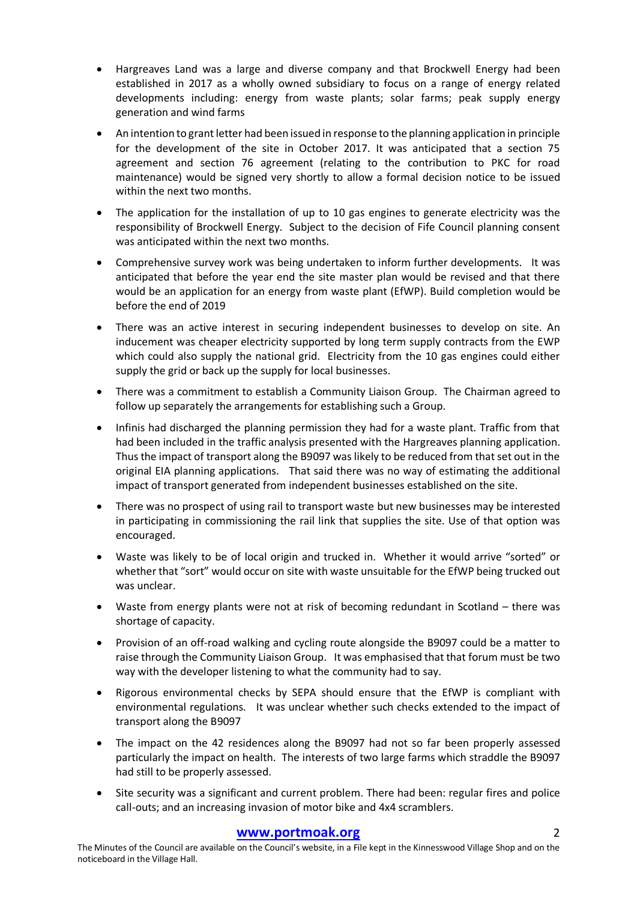- Hargreaves Land was a large and diverse company and that Brockwell Energy had been established in 2017 as a wholly owned subsidiary to focus on a range of energy related developments including: energy from waste plants; solar farms; peak supply energy generation and wind farms
- An intention to grant letter had been issued in response to the planning application in principle for the development of the site in October 2017. It was anticipated that a section 75 agreement and section 76 agreement (relating to the contribution to PKC for road maintenance) would be signed very shortly to allow a formal decision notice to be issued within the next two months.
- The application for the installation of up to 10 gas engines to generate electricity was the responsibility of Brockwell Energy. Subject to the decision of Fife Council planning consent was anticipated within the next two months.
- Comprehensive survey work was being undertaken to inform further developments. It was anticipated that before the year end the site master plan would be revised and that there would be an application for an energy from waste plant (EfWP). Build completion would be before the end of 2019
- There was an active interest in securing independent businesses to develop on site. An inducement was cheaper electricity supported by long term supply contracts from the EWP which could also supply the national grid. Electricity from the 10 gas engines could either supply the grid or back up the supply for local businesses.
- There was a commitment to establish a Community Liaison Group. The Chairman agreed to follow up separately the arrangements for establishing such a Group.
- Infinis had discharged the planning permission they had for a waste plant. Traffic from that had been included in the traffic analysis presented with the Hargreaves planning application. Thus the impact of transport along the B9097 was likely to be reduced from that set out in the original EIA planning applications. That said there was no way of estimating the additional impact of transport generated from independent businesses established on the site.
- There was no prospect of using rail to transport waste but new businesses may be interested in participating in commissioning the rail link that supplies the site. Use of that option was encouraged.
- Waste was likely to be of local origin and trucked in. Whether it would arrive "sorted" or whether that "sort" would occur on site with waste unsuitable for the EfWP being trucked out was unclear.
- Waste from energy plants were not at risk of becoming redundant in Scotland – there was shortage of capacity.
- Provision of an off-road walking and cycling route alongside the B9097 could be a matter to raise through the Community Liaison Group. It was emphasised that that forum must be two way with the developer listening to what the community had to say.
- Rigorous environmental checks by SEPA should ensure that the EfWP is compliant with environmental regulations. It was unclear whether such checks extended to the impact of transport along the B9097
- The impact on the 42 residences along the B9097 had not so far been properly assessed particularly the impact on health. The interests of two large farms which straddle the B9097 had still to be properly assessed.
- Site security was a significant and current problem. There had been: regular fires and police call-outs; and an increasing invasion of motor bike and 4x4 scramblers.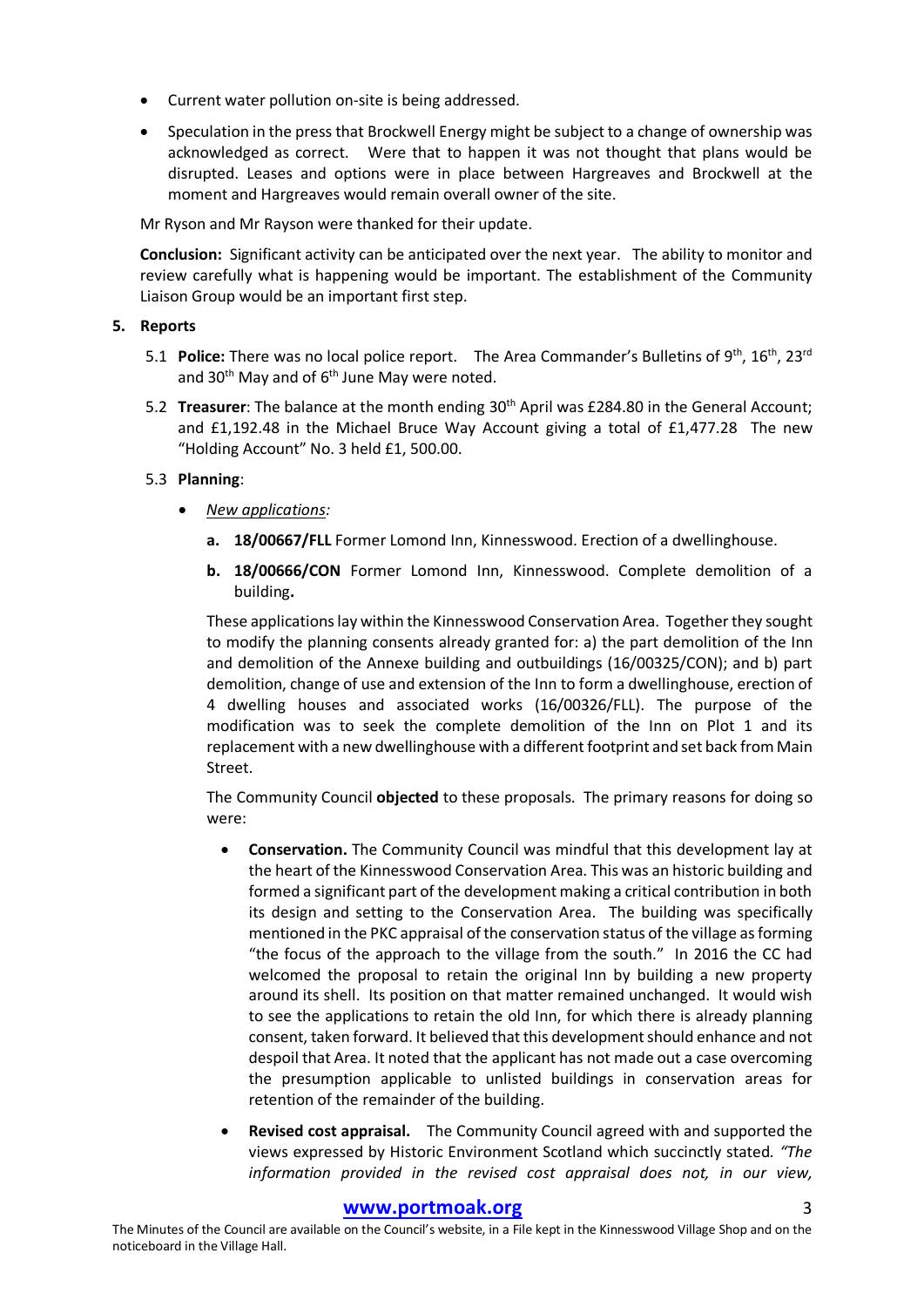- Current water pollution on-site is being addressed.
- Speculation in the press that Brockwell Energy might be subject to a change of ownership was acknowledged as correct. Were that to happen it was not thought that plans would be disrupted. Leases and options were in place between Hargreaves and Brockwell at the moment and Hargreaves would remain overall owner of the site.

Mr Ryson and Mr Rayson were thanked for their update.

**Conclusion:** Significant activity can be anticipated over the next year. The ability to monitor and review carefully what is happening would be important. The establishment of the Community Liaison Group would be an important first step.

**5. Reports**

5.1 **Police:** There was no local police report. The Area Commander's Bulletins of 9th, 16th, 23rd and 30th May and of 6th June May were noted.

5.2 **Treasurer**: The balance at the month ending 30th April was £284.80 in the General Account; and £1,192.48 in the Michael Bruce Way Account giving a total of £1,477.28 The new "Holding Account" No. 3 held £1, 500.00.

5.3 **Planning**:

- *New applications:*

  **a. 18/00667/FLL** Former Lomond Inn, Kinnesswood. Erection of a dwellinghouse.

  **b. 18/00666/CON** Former Lomond Inn, Kinnesswood. Complete demolition of a building**.**

  These applications lay within the Kinnesswood Conservation Area. Together they sought to modify the planning consents already granted for: a) the part demolition of the Inn and demolition of the Annexe building and outbuildings (16/00325/CON); and b) part demolition, change of use and extension of the Inn to form a dwellinghouse, erection of 4 dwelling houses and associated works (16/00326/FLL). The purpose of the modification was to seek the complete demolition of the Inn on Plot 1 and its replacement with a new dwellinghouse with a different footprint and set back from Main Street.

  The Community Council **objected** to these proposals. The primary reasons for doing so were:

  - **Conservation.** The Community Council was mindful that this development lay at the heart of the Kinnesswood Conservation Area. This was an historic building and formed a significant part of the development making a critical contribution in both its design and setting to the Conservation Area. The building was specifically mentioned in the PKC appraisal of the conservation status of the village as forming "the focus of the approach to the village from the south." In 2016 the CC had welcomed the proposal to retain the original Inn by building a new property around its shell. Its position on that matter remained unchanged. It would wish to see the applications to retain the old Inn, for which there is already planning consent, taken forward. It believed that this development should enhance and not despoil that Area. It noted that the applicant has not made out a case overcoming the presumption applicable to unlisted buildings in conservation areas for retention of the remainder of the building.
  - **Revised cost appraisal.** The Community Council agreed with and supported the views expressed by Historic Environment Scotland which succinctly stated. *"The information provided in the revised cost appraisal does not, in our view,*

**www.portmoak.org**

The Minutes of the Council are available on the Council's website, in a File kept in the Kinnesswood Village Shop and on the noticeboard in the Village Hall.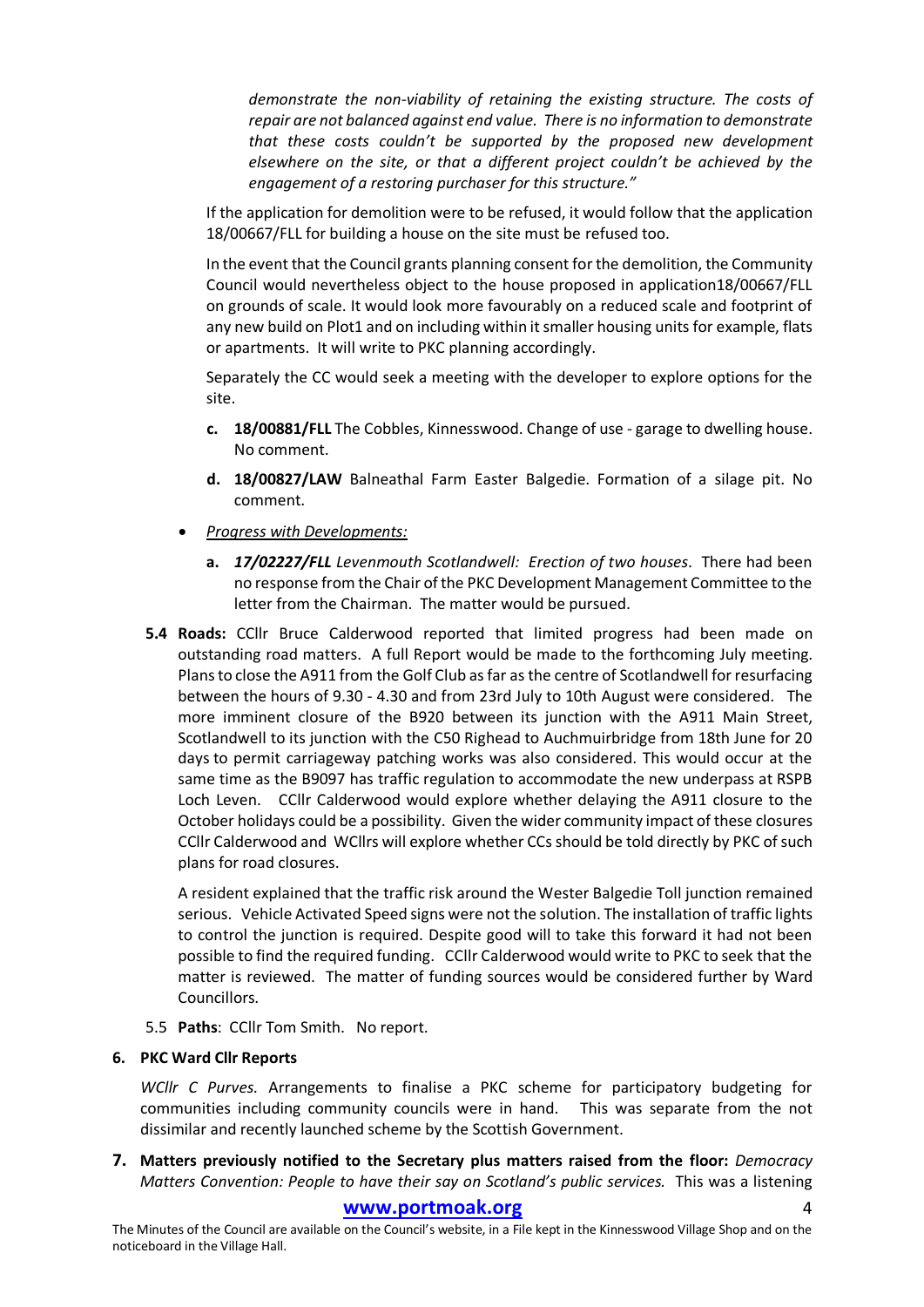*demonstrate the non-viability of retaining the existing structure. The costs of repair are not balanced against end value. There is no information to demonstrate that these costs couldn't be supported by the proposed new development elsewhere on the site, or that a different project couldn't be achieved by the engagement of a restoring purchaser for this structure."*

If the application for demolition were to be refused, it would follow that the application 18/00667/FLL for building a house on the site must be refused too.

In the event that the Council grants planning consent for the demolition, the Community Council would nevertheless object to the house proposed in application18/00667/FLL on grounds of scale. It would look more favourably on a reduced scale and footprint of any new build on Plot1 and on including within it smaller housing units for example, flats or apartments. It will write to PKC planning accordingly.

Separately the CC would seek a meeting with the developer to explore options for the site.

c. **18/00881/FLL** The Cobbles, Kinnesswood. Change of use - garage to dwelling house. No comment.

d. **18/00827/LAW** Balneathal Farm Easter Balgedie. Formation of a silage pit. No comment.

- *Progress with Developments:*

  a. ***17/02227/FLL*** *Levenmouth Scotlandwell: Erection of two houses*. There had been no response from the Chair of the PKC Development Management Committee to the letter from the Chairman. The matter would be pursued.

**5.4 Roads:** CCllr Bruce Calderwood reported that limited progress had been made on outstanding road matters. A full Report would be made to the forthcoming July meeting. Plans to close the A911 from the Golf Club as far as the centre of Scotlandwell for resurfacing between the hours of 9.30 - 4.30 and from 23rd July to 10th August were considered. The more imminent closure of the B920 between its junction with the A911 Main Street, Scotlandwell to its junction with the C50 Righead to Auchmuirbridge from 18th June for 20 days to permit carriageway patching works was also considered. This would occur at the same time as the B9097 has traffic regulation to accommodate the new underpass at RSPB Loch Leven. CCllr Calderwood would explore whether delaying the A911 closure to the October holidays could be a possibility. Given the wider community impact of these closures CCllr Calderwood and WCllrs will explore whether CCs should be told directly by PKC of such plans for road closures.

A resident explained that the traffic risk around the Wester Balgedie Toll junction remained serious. Vehicle Activated Speed signs were not the solution. The installation of traffic lights to control the junction is required. Despite good will to take this forward it had not been possible to find the required funding. CCllr Calderwood would write to PKC to seek that the matter is reviewed. The matter of funding sources would be considered further by Ward Councillors.

5.5 **Paths**: CCllr Tom Smith. No report.

**6. PKC Ward Cllr Reports**

*WCllr C Purves.* Arrangements to finalise a PKC scheme for participatory budgeting for communities including community councils were in hand. This was separate from the not dissimilar and recently launched scheme by the Scottish Government.

**7. Matters previously notified to the Secretary plus matters raised from the floor:** *Democracy Matters Convention: People to have their say on Scotland's public services.* This was a listening

**www.portmoak.org**

The Minutes of the Council are available on the Council's website, in a File kept in the Kinnesswood Village Shop and on the noticeboard in the Village Hall.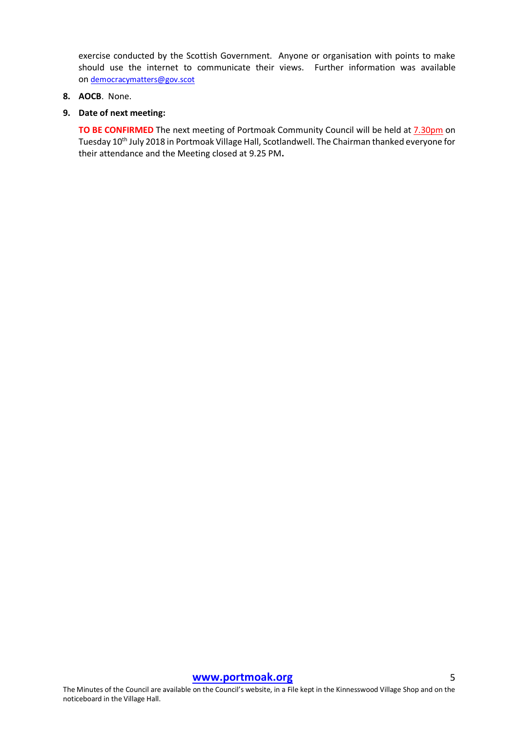exercise conducted by the Scottish Government. Anyone or organisation with points to make should use the internet to communicate their views. Further information was available on democracymatters@gov.scot

8. **AOCB**. None.

9. **Date of next meeting:**

   **TO BE CONFIRMED** The next meeting of Portmoak Community Council will be held at 7.30pm on Tuesday 10th July 2018 in Portmoak Village Hall, Scotlandwell. The Chairman thanked everyone for their attendance and the Meeting closed at 9.25 PM**.**

**www.portmoak.org**

The Minutes of the Council are available on the Council's website, in a File kept in the Kinnesswood Village Shop and on the noticeboard in the Village Hall.